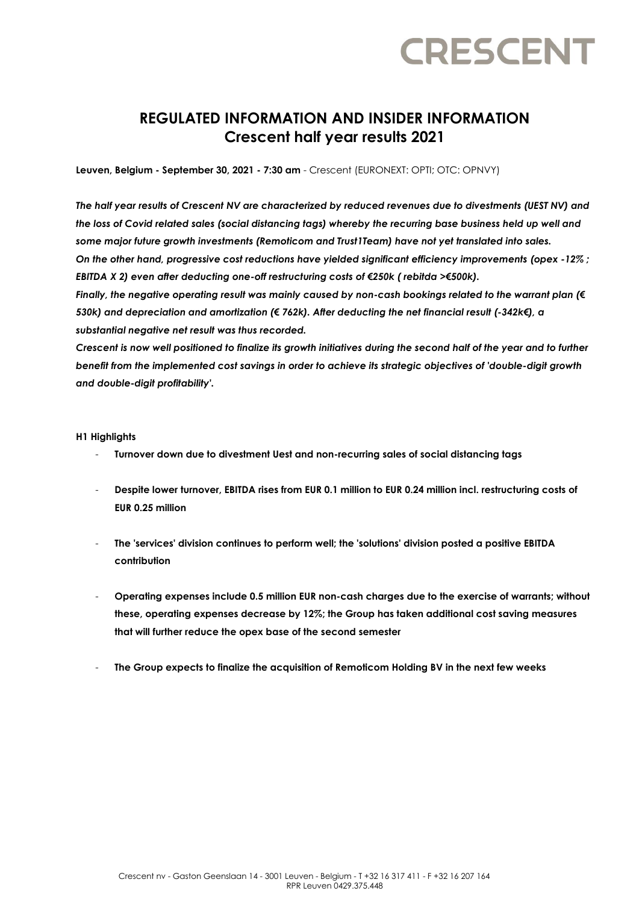CRESCENT

# REGULATED INFORMATION AND INSIDER INFORMATION
## Crescent half year results 2021

**Leuven, Belgium - September 30, 2021 - 7:30 am** - Crescent (EURONEXT: OPTI; OTC: OPNVY)

***The half year results of Crescent NV are characterized by reduced revenues due to divestments (UEST NV) and the loss of Covid related sales (social distancing tags) whereby the recurring base business held up well and some major future growth investments (Remoticom and Trust1Team) have not yet translated into sales.***
***On the other hand, progressive cost reductions have yielded significant efficiency improvements (opex -12% ; EBITDA X 2) even after deducting one-off restructuring costs of €250k ( rebitda >€500k).***
***Finally, the negative operating result was mainly caused by non-cash bookings related to the warrant plan (€ 530k) and depreciation and amortization (€ 762k). After deducting the net financial result (-342k€), a substantial negative net result was thus recorded.***
***Crescent is now well positioned to finalize its growth initiatives during the second half of the year and to further benefit from the implemented cost savings in order to achieve its strategic objectives of 'double-digit growth and double-digit profitability'.***

**H1 Highlights**

- **Turnover down due to divestment Uest and non-recurring sales of social distancing tags**
- **Despite lower turnover, EBITDA rises from EUR 0.1 million to EUR 0.24 million incl. restructuring costs of EUR 0.25 million**
- **The 'services' division continues to perform well; the 'solutions' division posted a positive EBITDA contribution**
- **Operating expenses include 0.5 million EUR non-cash charges due to the exercise of warrants; without these, operating expenses decrease by 12%; the Group has taken additional cost saving measures that will further reduce the opex base of the second semester**
- **The Group expects to finalize the acquisition of Remoticom Holding BV in the next few weeks**

Crescent nv - Gaston Geenslaan 14 - 3001 Leuven - Belgium - T +32 16 317 411 - F +32 16 207 164
RPR Leuven 0429.375.448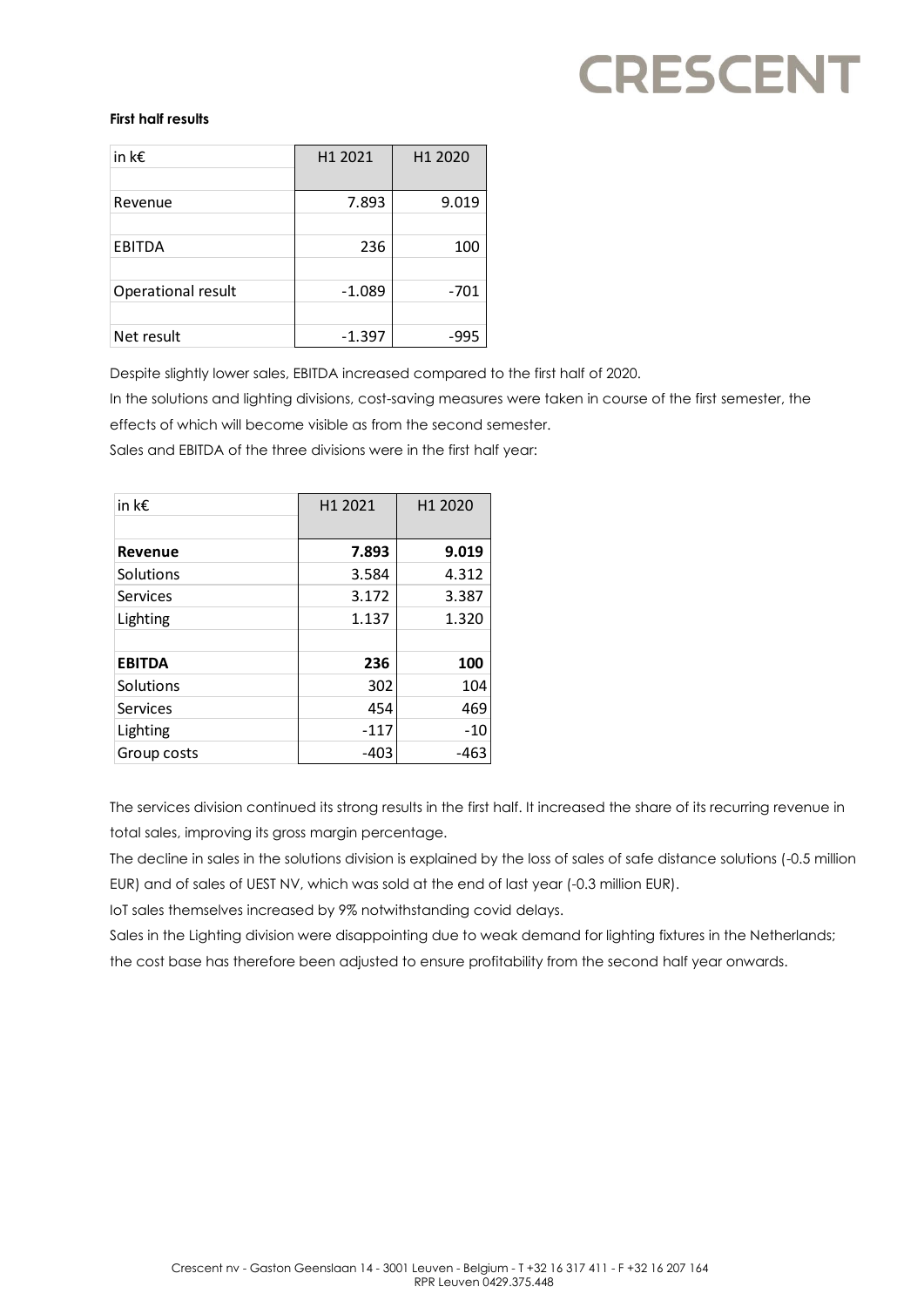**First half results**

| in k€ | H1 2021 | H1 2020 |
|---|---|---|
| Revenue | 7.893 | 9.019 |
| EBITDA | 236 | 100 |
| Operational result | -1.089 | -701 |
| Net result | -1.397 | -995 |

Despite slightly lower sales, EBITDA increased compared to the first half of 2020.

In the solutions and lighting divisions, cost-saving measures were taken in course of the first semester, the effects of which will become visible as from the second semester.

Sales and EBITDA of the three divisions were in the first half year:

| in k€ | H1 2021 | H1 2020 |
|---|---|---|
| **Revenue** | **7.893** | **9.019** |
| Solutions | 3.584 | 4.312 |
| Services | 3.172 | 3.387 |
| Lighting | 1.137 | 1.320 |
| | | |
| **EBITDA** | **236** | **100** |
| Solutions | 302 | 104 |
| Services | 454 | 469 |
| Lighting | -117 | -10 |
| Group costs | -403 | -463 |

The services division continued its strong results in the first half. It increased the share of its recurring revenue in total sales, improving its gross margin percentage.

The decline in sales in the solutions division is explained by the loss of sales of safe distance solutions (-0.5 million EUR) and of sales of UEST NV, which was sold at the end of last year (-0.3 million EUR).

IoT sales themselves increased by 9% notwithstanding covid delays.

Sales in the Lighting division were disappointing due to weak demand for lighting fixtures in the Netherlands; the cost base has therefore been adjusted to ensure profitability from the second half year onwards.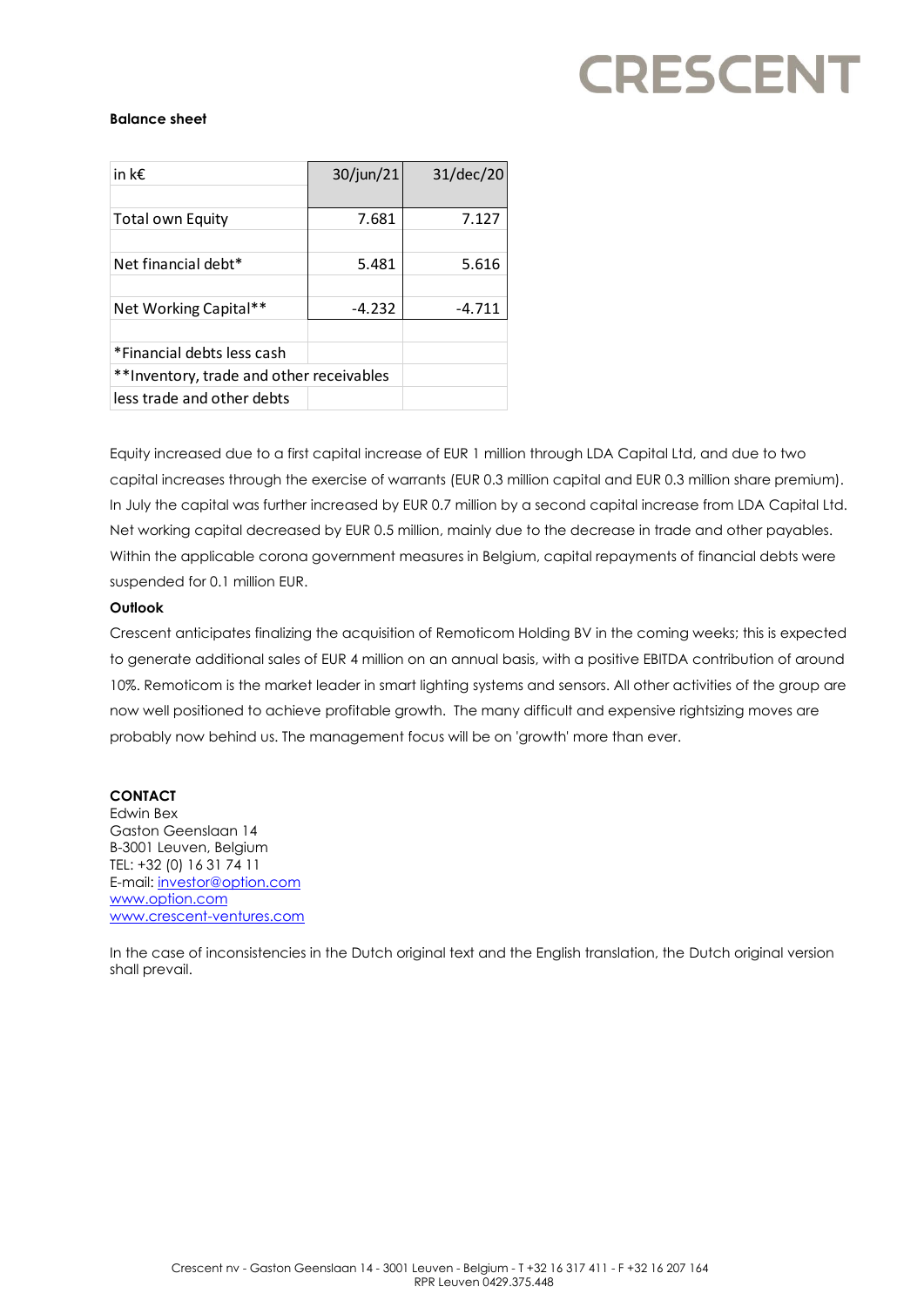CRESCENT

**Balance sheet**

| in k€ | 30/jun/21 | 31/dec/20 |
|---|---|---|
| Total own Equity | 7.681 | 7.127 |
| Net financial debt* | 5.481 | 5.616 |
| Net Working Capital** | -4.232 | -4.711 |

*Financial debts less cash
**Inventory, trade and other receivables less trade and other debts

Equity increased due to a first capital increase of EUR 1 million through LDA Capital Ltd, and due to two capital increases through the exercise of warrants (EUR 0.3 million capital and EUR 0.3 million share premium). In July the capital was further increased by EUR 0.7 million by a second capital increase from LDA Capital Ltd. Net working capital decreased by EUR 0.5 million, mainly due to the decrease in trade and other payables. Within the applicable corona government measures in Belgium, capital repayments of financial debts were suspended for 0.1 million EUR.

**Outlook**

Crescent anticipates finalizing the acquisition of Remoticom Holding BV in the coming weeks; this is expected to generate additional sales of EUR 4 million on an annual basis, with a positive EBITDA contribution of around 10%. Remoticom is the market leader in smart lighting systems and sensors. All other activities of the group are now well positioned to achieve profitable growth. The many difficult and expensive rightsizing moves are probably now behind us. The management focus will be on 'growth' more than ever.

**CONTACT**
Edwin Bex
Gaston Geenslaan 14
B-3001 Leuven, Belgium
TEL: +32 (0) 16 31 74 11
E-mail: investor@option.com
www.option.com
www.crescent-ventures.com

In the case of inconsistencies in the Dutch original text and the English translation, the Dutch original version shall prevail.

Crescent nv - Gaston Geenslaan 14 - 3001 Leuven - Belgium - T +32 16 317 411 - F +32 16 207 164
RPR Leuven 0429.375.448